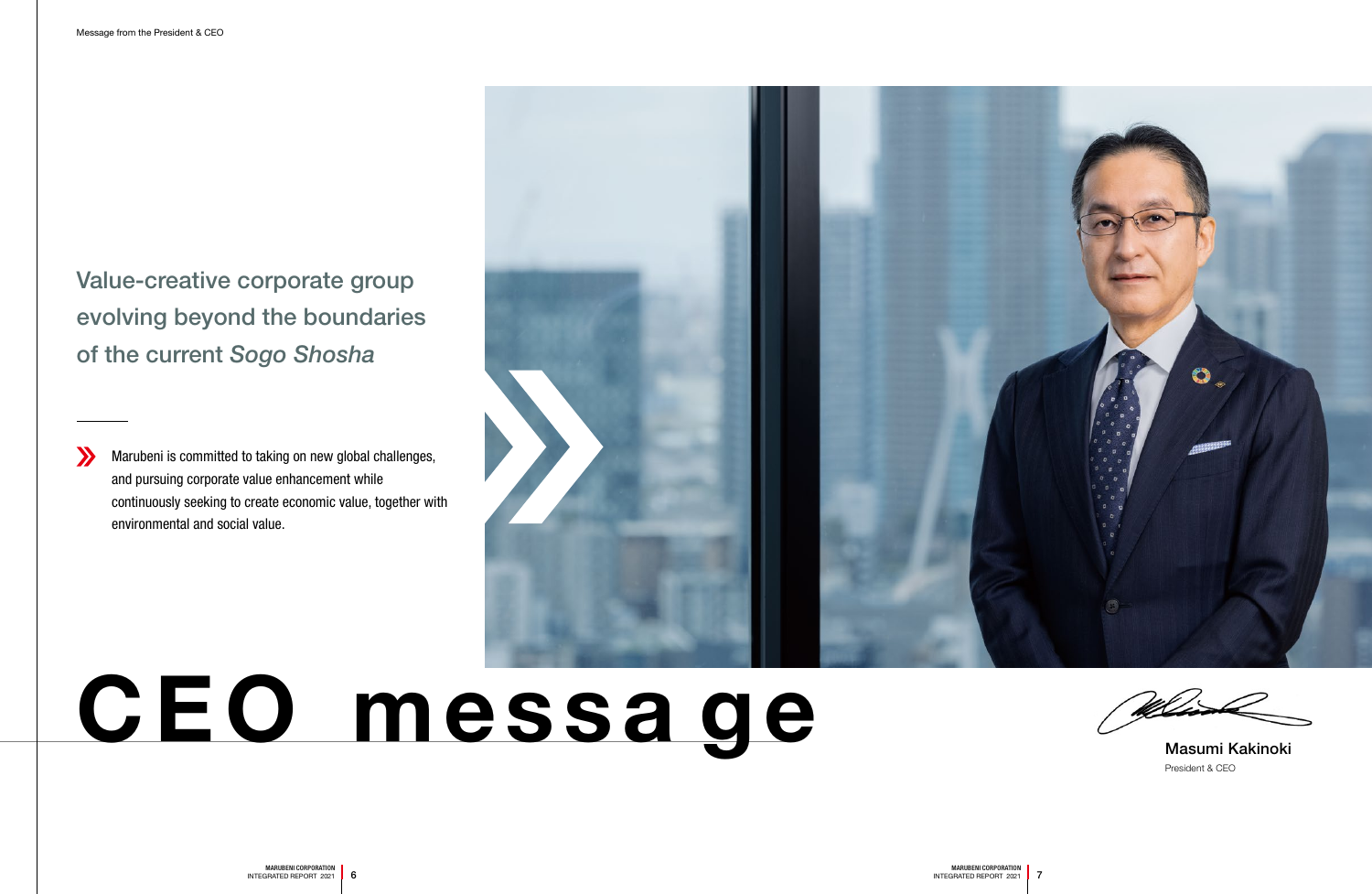# CEO message

## Value-creative corporate group evolving beyond the boundaries of the current *Sogo Shosha*

Marubeni is committed to taking on new global challenges, and pursuing corporate value enhancement while continuously seeking to create economic value, together with environmental and social value.

**Masumi Kakinoki**
President & CEO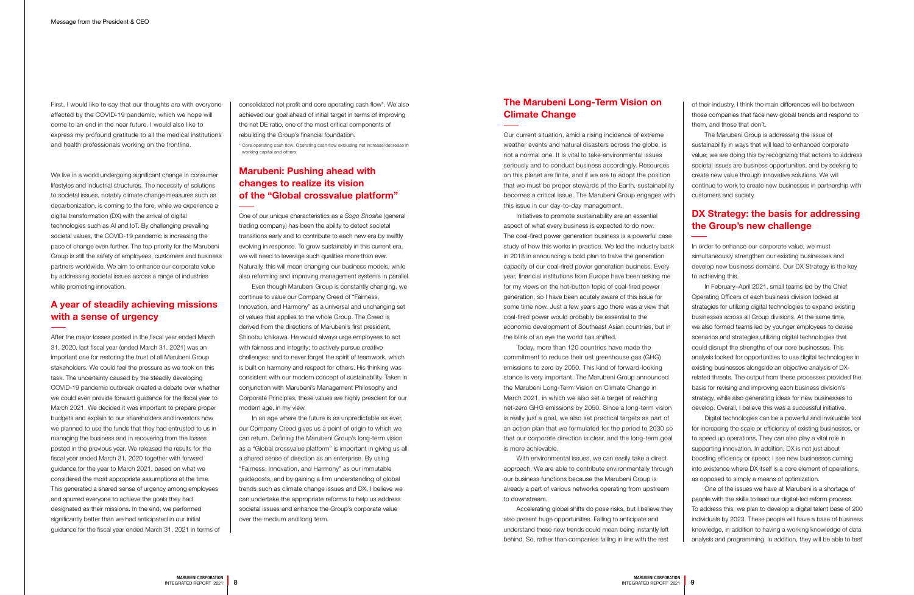First, I would like to say that our thoughts are with everyone affected by the COVID-19 pandemic, which we hope will come to an end in the near future. I would also like to express my profound gratitude to all the medical institutions and health professionals working on the frontline.

We live in a world undergoing significant change in consumer lifestyles and industrial structures. The necessity of solutions to societal issues, notably climate change measures such as decarbonization, is coming to the fore, while we experience a digital transformation (DX) with the arrival of digital technologies such as AI and IoT. By challenging prevailing societal values, the COVID-19 pandemic is increasing the pace of change even further. The top priority for the Marubeni Group is still the safety of employees, customers and business partners worldwide. We aim to enhance our corporate value by addressing societal issues across a range of industries while promoting innovation.

## A year of steadily achieving missions with a sense of urgency

After the major losses posted in the fiscal year ended March 31, 2020, last fiscal year (ended March 31, 2021) was an important one for restoring the trust of all Marubeni Group stakeholders. We could feel the pressure as we took on this task. The uncertainty caused by the steadily developing COVID-19 pandemic outbreak created a debate over whether we could even provide forward guidance for the fiscal year to March 2021. We decided it was important to prepare proper budgets and explain to our shareholders and investors how we planned to use the funds that they had entrusted to us in managing the business and in recovering from the losses posted in the previous year. We released the results for the fiscal year ended March 31, 2020 together with forward guidance for the year to March 2021, based on what we considered the most appropriate assumptions at the time. This generated a shared sense of urgency among employees and spurred everyone to achieve the goals they had designated as their missions. In the end, we performed significantly better than we had anticipated in our initial guidance for the fiscal year ended March 31, 2021 in terms of consolidated net profit and core operating cash flow*. We also achieved our goal ahead of initial target in terms of improving the net DE ratio, one of the most critical components of rebuilding the Group's financial foundation.

\* Core operating cash flow: Operating cash flow excluding net increase/decrease in working capital and others

## Marubeni: Pushing ahead with changes to realize its vision of the "Global crossvalue platform"

One of our unique characteristics as a *Sogo Shosha* (general trading company) has been the ability to detect societal transitions early and to contribute to each new era by swiftly evolving in response. To grow sustainably in this current era, we will need to leverage such qualities more than ever. Naturally, this will mean changing our business models, while also reforming and improving management systems in parallel.

Even though Marubeni Group is constantly changing, we continue to value our Company Creed of "Fairness, Innovation, and Harmony" as a universal and unchanging set of values that applies to the whole Group. The Creed is derived from the directions of Marubeni's first president, Shinobu Ichikawa. He would always urge employees to act with fairness and integrity; to actively pursue creative challenges; and to never forget the spirit of teamwork, which is built on harmony and respect for others. His thinking was consistent with our modern concept of sustainability. Taken in conjunction with Marubeni's Management Philosophy and Corporate Principles, these values are highly prescient for our modern age, in my view.

In an age where the future is as unpredictable as ever, our Company Creed gives us a point of origin to which we can return. Defining the Marubeni Group's long-term vision as a "Global crossvalue platform" is important in giving us all a shared sense of direction as an enterprise. By using "Fairness, Innovation, and Harmony" as our immutable guideposts, and by gaining a firm understanding of global trends such as climate change issues and DX, I believe we can undertake the appropriate reforms to help us address societal issues and enhance the Group's corporate value over the medium and long term.

## The Marubeni Long-Term Vision on Climate Change

Our current situation, amid a rising incidence of extreme weather events and natural disasters across the globe, is not a normal one. It is vital to take environmental issues seriously and to conduct business accordingly. Resources on this planet are finite, and if we are to adopt the position that we must be proper stewards of the Earth, sustainability becomes a critical issue. The Marubeni Group engages with this issue in our day-to-day management.

Initiatives to promote sustainability are an essential aspect of what every business is expected to do now. The coal-fired power generation business is a powerful case study of how this works in practice. We led the industry back in 2018 in announcing a bold plan to halve the generation capacity of our coal-fired power generation business. Every year, financial institutions from Europe have been asking me for my views on the hot-button topic of coal-fired power generation, so I have been acutely aware of this issue for some time now. Just a few years ago there was a view that coal-fired power would probably be essential to the economic development of Southeast Asian countries, but in the blink of an eye the world has shifted.

Today, more than 120 countries have made the commitment to reduce their net greenhouse gas (GHG) emissions to zero by 2050. This kind of forward-looking stance is very important. The Marubeni Group announced the Marubeni Long-Term Vision on Climate Change in March 2021, in which we also set a target of reaching net-zero GHG emissions by 2050. Since a long-term vision is really just a goal, we also set practical targets as part of an action plan that we formulated for the period to 2030 so that our corporate direction is clear, and the long-term goal is more achievable.

With environmental issues, we can easily take a direct approach. We are able to contribute environmentally through our business functions because the Marubeni Group is already a part of various networks operating from upstream to downstream.

Accelerating global shifts do pose risks, but I believe they also present huge opportunities. Failing to anticipate and understand these new trends could mean being instantly left behind. So, rather than companies falling in line with the rest of their industry, I think the main differences will be between those companies that face new global trends and respond to them, and those that don't.

The Marubeni Group is addressing the issue of sustainability in ways that will lead to enhanced corporate value; we are doing this by recognizing that actions to address societal issues are business opportunities, and by seeking to create new value through innovative solutions. We will continue to work to create new businesses in partnership with customers and society.

## DX Strategy: the basis for addressing the Group's new challenge

In order to enhance our corporate value, we must simultaneously strengthen our existing businesses and develop new business domains. Our DX Strategy is the key to achieving this.

In February–April 2021, small teams led by the Chief Operating Officers of each business division looked at strategies for utilizing digital technologies to expand existing businesses across all Group divisions. At the same time, we also formed teams led by younger employees to devise scenarios and strategies utilizing digital technologies that could disrupt the strengths of our core businesses. This analysis looked for opportunities to use digital technologies in existing businesses alongside an objective analysis of DX-related threats. The output from these processes provided the basis for revising and improving each business division's strategy, while also generating ideas for new businesses to develop. Overall, I believe this was a successful initiative.

Digital technologies can be a powerful and invaluable tool for increasing the scale or efficiency of existing businesses, or to speed up operations. They can also play a vital role in supporting innovation. In addition, DX is not just about boosting efficiency or speed; I see new businesses coming into existence where DX itself is a core element of operations, as opposed to simply a means of optimization.

One of the issues we have at Marubeni is a shortage of people with the skills to lead our digital-led reform process. To address this, we plan to develop a digital talent base of 200 individuals by 2023. These people will have a base of business knowledge, in addition to having a working knowledge of data analysis and programming. In addition, they will be able to test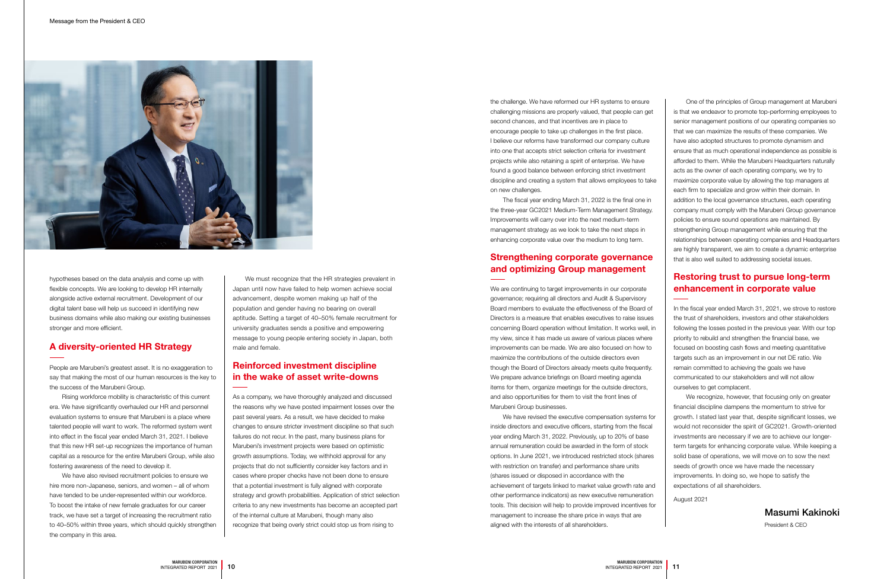hypotheses based on the data analysis and come up with flexible concepts. We are looking to develop HR internally alongside active external recruitment. Development of our digital talent base will help us succeed in identifying new business domains while also making our existing businesses stronger and more efficient.

## A diversity-oriented HR Strategy

People are Marubeni's greatest asset. It is no exaggeration to say that making the most of our human resources is the key to the success of the Marubeni Group.

Rising workforce mobility is characteristic of this current era. We have significantly overhauled our HR and personnel evaluation systems to ensure that Marubeni is a place where talented people will want to work. The reformed system went into effect in the fiscal year ended March 31, 2021. I believe that this new HR set-up recognizes the importance of human capital as a resource for the entire Marubeni Group, while also fostering awareness of the need to develop it.

We have also revised recruitment policies to ensure we hire more non-Japanese, seniors, and women – all of whom have tended to be under-represented within our workforce. To boost the intake of new female graduates for our career track, we have set a target of increasing the recruitment ratio to 40–50% within three years, which should quickly strengthen the company in this area.

We must recognize that the HR strategies prevalent in Japan until now have failed to help women achieve social advancement, despite women making up half of the population and gender having no bearing on overall aptitude. Setting a target of 40–50% female recruitment for university graduates sends a positive and empowering message to young people entering society in Japan, both male and female.

## Reinforced investment discipline in the wake of asset write-downs

As a company, we have thoroughly analyzed and discussed the reasons why we have posted impairment losses over the past several years. As a result, we have decided to make changes to ensure stricter investment discipline so that such failures do not recur. In the past, many business plans for Marubeni's investment projects were based on optimistic growth assumptions. Today, we withhold approval for any projects that do not sufficiently consider key factors and in cases where proper checks have not been done to ensure that a potential investment is fully aligned with corporate strategy and growth probabilities. Application of strict selection criteria to any new investments has become an accepted part of the internal culture at Marubeni, though many also recognize that being overly strict could stop us from rising to the challenge. We have reformed our HR systems to ensure challenging missions are properly valued, that people can get second chances, and that incentives are in place to encourage people to take up challenges in the first place. I believe our reforms have transformed our company culture into one that accepts strict selection criteria for investment projects while also retaining a spirit of enterprise. We have found a good balance between enforcing strict investment discipline and creating a system that allows employees to take on new challenges.

The fiscal year ending March 31, 2022 is the final one in the three-year GC2021 Medium-Term Management Strategy. Improvements will carry over into the next medium-term management strategy as we look to take the next steps in enhancing corporate value over the medium to long term.

## Strengthening corporate governance and optimizing Group management

We are continuing to target improvements in our corporate governance; requiring all directors and Audit & Supervisory Board members to evaluate the effectiveness of the Board of Directors is a measure that enables executives to raise issues concerning Board operation without limitation. It works well, in my view, since it has made us aware of various places where improvements can be made. We are also focused on how to maximize the contributions of the outside directors even though the Board of Directors already meets quite frequently. We prepare advance briefings on Board meeting agenda items for them, organize meetings for the outside directors, and also opportunities for them to visit the front lines of Marubeni Group businesses.

We have revised the executive compensation systems for inside directors and executive officers, starting from the fiscal year ending March 31, 2022. Previously, up to 20% of base annual remuneration could be awarded in the form of stock options. In June 2021, we introduced restricted stock (shares with restriction on transfer) and performance share units (shares issued or disposed in accordance with the achievement of targets linked to market value growth rate and other performance indicators) as new executive remuneration tools. This decision will help to provide improved incentives for management to increase the share price in ways that are aligned with the interests of all shareholders.

One of the principles of Group management at Marubeni is that we endeavor to promote top-performing employees to senior management positions of our operating companies so that we can maximize the results of these companies. We have also adopted structures to promote dynamism and ensure that as much operational independence as possible is afforded to them. While the Marubeni Headquarters naturally acts as the owner of each operating company, we try to maximize corporate value by allowing the top managers at each firm to specialize and grow within their domain. In addition to the local governance structures, each operating company must comply with the Marubeni Group governance policies to ensure sound operations are maintained. By strengthening Group management while ensuring that the relationships between operating companies and Headquarters are highly transparent, we aim to create a dynamic enterprise that is also well suited to addressing societal issues.

## Restoring trust to pursue long-term enhancement in corporate value

In the fiscal year ended March 31, 2021, we strove to restore the trust of shareholders, investors and other stakeholders following the losses posted in the previous year. With our top priority to rebuild and strengthen the financial base, we focused on boosting cash flows and meeting quantitative targets such as an improvement in our net DE ratio. We remain committed to achieving the goals we have communicated to our stakeholders and will not allow ourselves to get complacent.

We recognize, however, that focusing only on greater financial discipline dampens the momentum to strive for growth. I stated last year that, despite significant losses, we would not reconsider the spirit of GC2021. Growth-oriented investments are necessary if we are to achieve our longer-term targets for enhancing corporate value. While keeping a solid base of operations, we will move on to sow the next seeds of growth once we have made the necessary improvements. In doing so, we hope to satisfy the expectations of all shareholders.

August 2021

**Masumi Kakinoki**
President & CEO